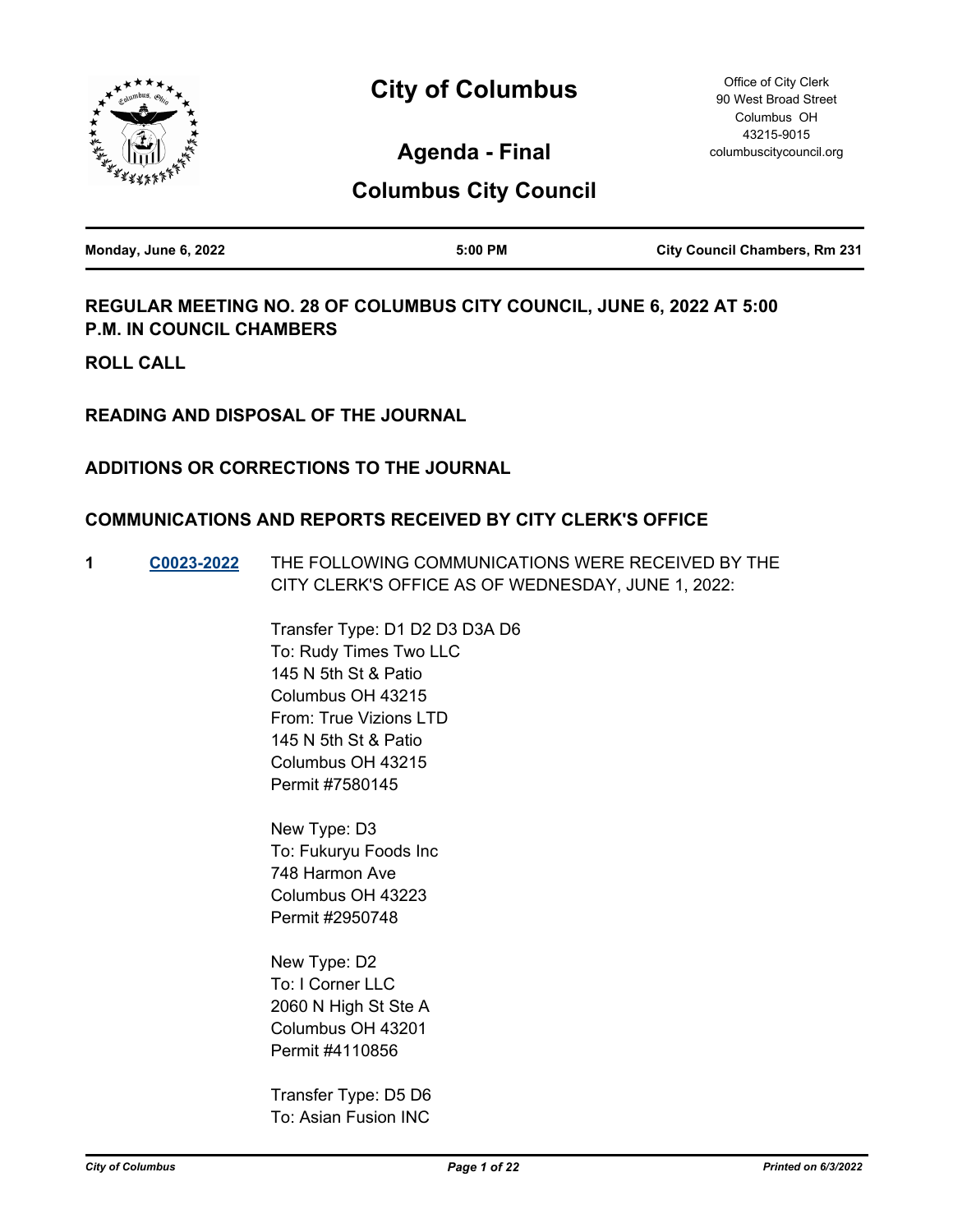# City of Columbus

## Agenda - Final

## Columbus City Council

Office of City Clerk
90 West Broad Street
Columbus OH
43215-9015
columbuscitycouncil.org

| Monday, June 6, 2022 | 5:00 PM | City Council Chambers, Rm 231 |
|---|---|---|

### REGULAR MEETING NO. 28 OF COLUMBUS CITY COUNCIL, JUNE 6, 2022 AT 5:00 P.M. IN COUNCIL CHAMBERS

### ROLL CALL

### READING AND DISPOSAL OF THE JOURNAL

### ADDITIONS OR CORRECTIONS TO THE JOURNAL

### COMMUNICATIONS AND REPORTS RECEIVED BY CITY CLERK'S OFFICE

**1** **C0023-2022** THE FOLLOWING COMMUNICATIONS WERE RECEIVED BY THE CITY CLERK'S OFFICE AS OF WEDNESDAY, JUNE 1, 2022:

Transfer Type: D1 D2 D3 D3A D6
To: Rudy Times Two LLC
145 N 5th St & Patio
Columbus OH 43215
From: True Vizions LTD
145 N 5th St & Patio
Columbus OH 43215
Permit #7580145

New Type: D3
To: Fukuryu Foods Inc
748 Harmon Ave
Columbus OH 43223
Permit #2950748

New Type: D2
To: I Corner LLC
2060 N High St Ste A
Columbus OH 43201
Permit #4110856

Transfer Type: D5 D6
To: Asian Fusion INC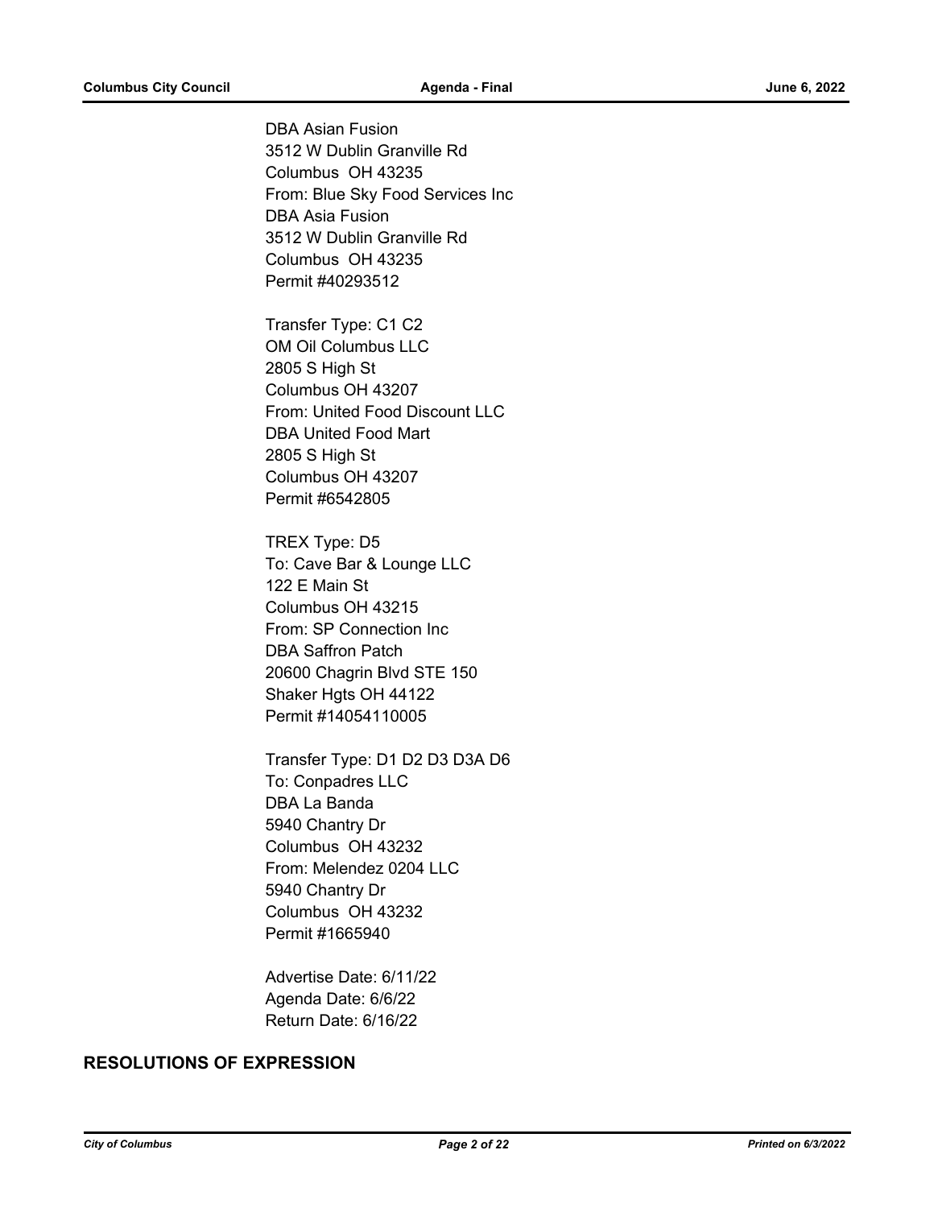DBA Asian Fusion
3512 W Dublin Granville Rd
Columbus OH 43235
From: Blue Sky Food Services Inc
DBA Asia Fusion
3512 W Dublin Granville Rd
Columbus OH 43235
Permit #40293512

Transfer Type: C1 C2
OM Oil Columbus LLC
2805 S High St
Columbus OH 43207
From: United Food Discount LLC
DBA United Food Mart
2805 S High St
Columbus OH 43207
Permit #6542805

TREX Type: D5
To: Cave Bar & Lounge LLC
122 E Main St
Columbus OH 43215
From: SP Connection Inc
DBA Saffron Patch
20600 Chagrin Blvd STE 150
Shaker Hgts OH 44122
Permit #14054110005

Transfer Type: D1 D2 D3 D3A D6
To: Conpadres LLC
DBA La Banda
5940 Chantry Dr
Columbus OH 43232
From: Melendez 0204 LLC
5940 Chantry Dr
Columbus OH 43232
Permit #1665940

Advertise Date: 6/11/22
Agenda Date: 6/6/22
Return Date: 6/16/22

## RESOLUTIONS OF EXPRESSION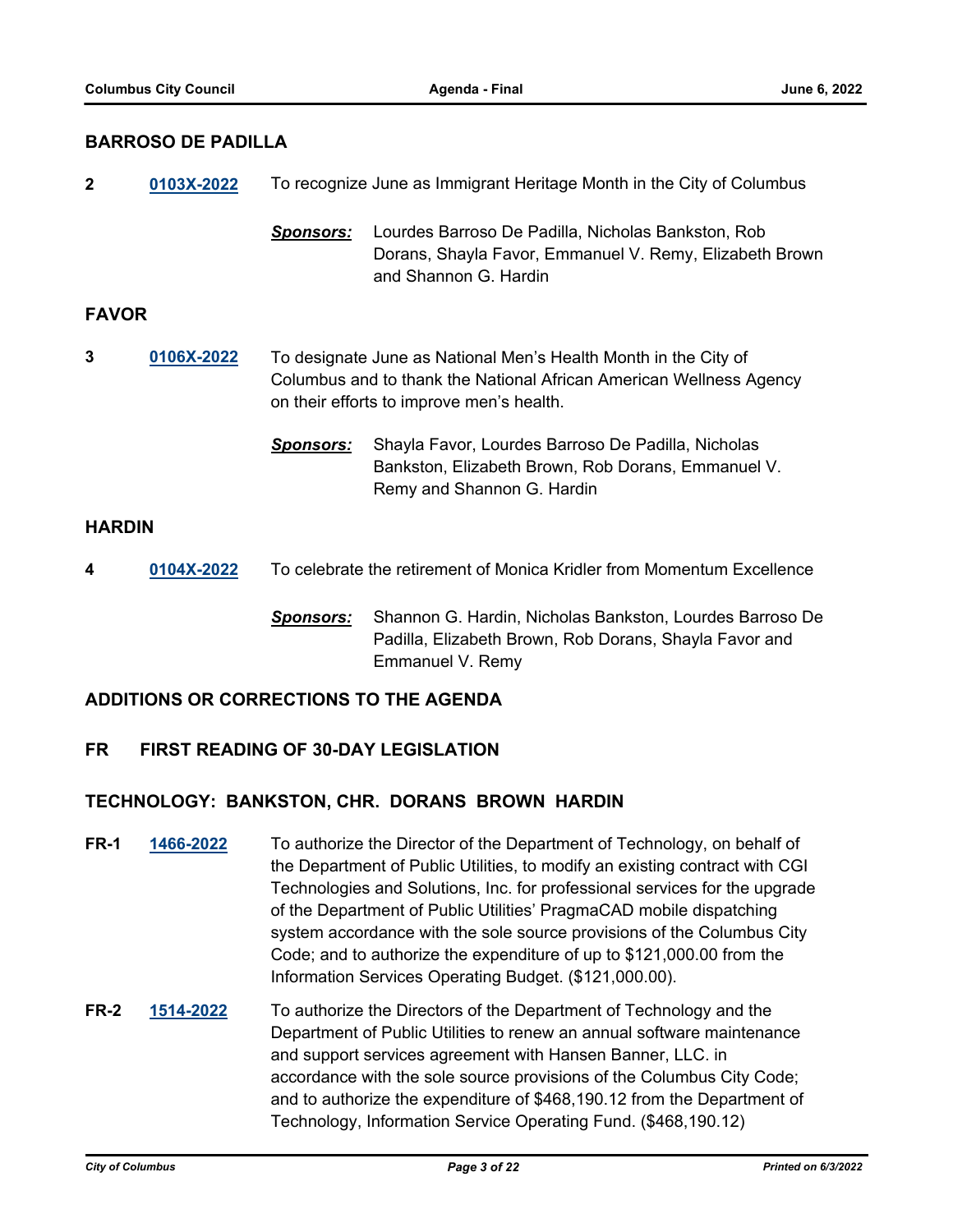## BARROSO DE PADILLA

**2** **0103X-2022** To recognize June as Immigrant Heritage Month in the City of Columbus

***Sponsors:*** Lourdes Barroso De Padilla, Nicholas Bankston, Rob Dorans, Shayla Favor, Emmanuel V. Remy, Elizabeth Brown and Shannon G. Hardin

## FAVOR

**3** **0106X-2022** To designate June as National Men's Health Month in the City of Columbus and to thank the National African American Wellness Agency on their efforts to improve men's health.

***Sponsors:*** Shayla Favor, Lourdes Barroso De Padilla, Nicholas Bankston, Elizabeth Brown, Rob Dorans, Emmanuel V. Remy and Shannon G. Hardin

## HARDIN

**4** **0104X-2022** To celebrate the retirement of Monica Kridler from Momentum Excellence

***Sponsors:*** Shannon G. Hardin, Nicholas Bankston, Lourdes Barroso De Padilla, Elizabeth Brown, Rob Dorans, Shayla Favor and Emmanuel V. Remy

## ADDITIONS OR CORRECTIONS TO THE AGENDA

## FR FIRST READING OF 30-DAY LEGISLATION

## TECHNOLOGY: BANKSTON, CHR. DORANS BROWN HARDIN

**FR-1** **1466-2022** To authorize the Director of the Department of Technology, on behalf of the Department of Public Utilities, to modify an existing contract with CGI Technologies and Solutions, Inc. for professional services for the upgrade of the Department of Public Utilities' PragmaCAD mobile dispatching system accordance with the sole source provisions of the Columbus City Code; and to authorize the expenditure of up to $121,000.00 from the Information Services Operating Budget. ($121,000.00).

**FR-2** **1514-2022** To authorize the Directors of the Department of Technology and the Department of Public Utilities to renew an annual software maintenance and support services agreement with Hansen Banner, LLC. in accordance with the sole source provisions of the Columbus City Code; and to authorize the expenditure of $468,190.12 from the Department of Technology, Information Service Operating Fund. ($468,190.12)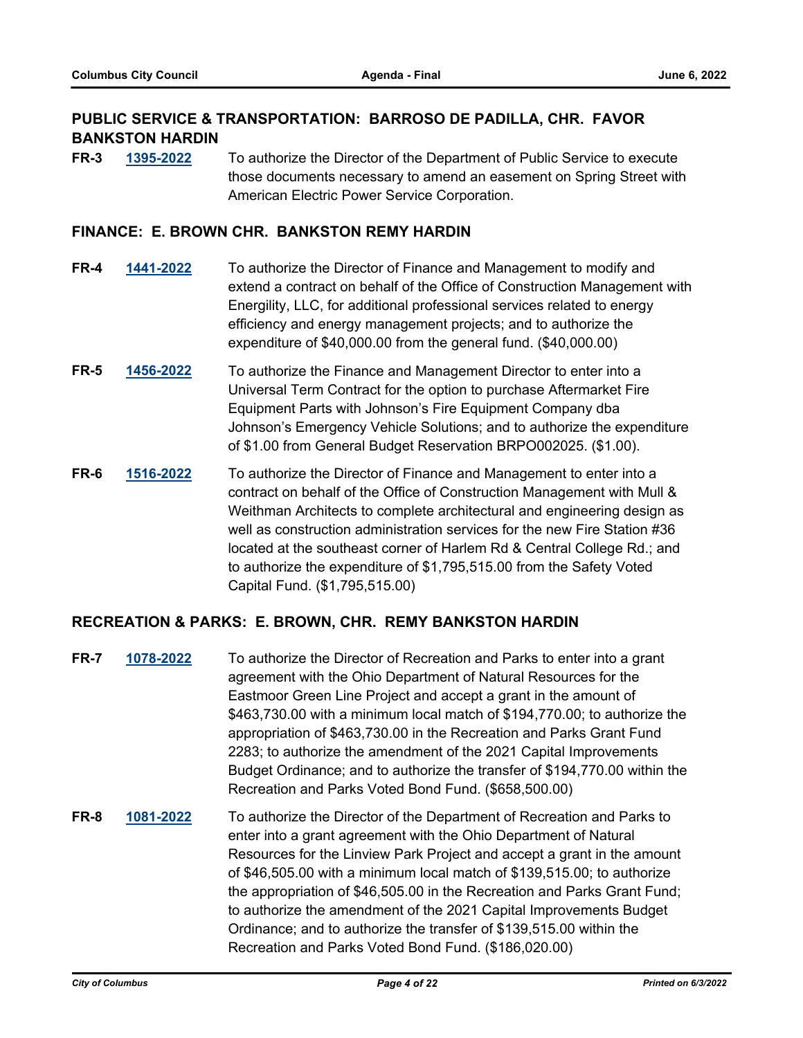## PUBLIC SERVICE & TRANSPORTATION: BARROSO DE PADILLA, CHR. FAVOR BANKSTON HARDIN

**FR-3** **1395-2022** To authorize the Director of the Department of Public Service to execute those documents necessary to amend an easement on Spring Street with American Electric Power Service Corporation.

## FINANCE: E. BROWN CHR. BANKSTON REMY HARDIN

**FR-4** **1441-2022** To authorize the Director of Finance and Management to modify and extend a contract on behalf of the Office of Construction Management with Energility, LLC, for additional professional services related to energy efficiency and energy management projects; and to authorize the expenditure of $40,000.00 from the general fund. ($40,000.00)

**FR-5** **1456-2022** To authorize the Finance and Management Director to enter into a Universal Term Contract for the option to purchase Aftermarket Fire Equipment Parts with Johnson's Fire Equipment Company dba Johnson's Emergency Vehicle Solutions; and to authorize the expenditure of $1.00 from General Budget Reservation BRPO002025. ($1.00).

**FR-6** **1516-2022** To authorize the Director of Finance and Management to enter into a contract on behalf of the Office of Construction Management with Mull & Weithman Architects to complete architectural and engineering design as well as construction administration services for the new Fire Station #36 located at the southeast corner of Harlem Rd & Central College Rd.; and to authorize the expenditure of $1,795,515.00 from the Safety Voted Capital Fund. ($1,795,515.00)

## RECREATION & PARKS: E. BROWN, CHR. REMY BANKSTON HARDIN

**FR-7** **1078-2022** To authorize the Director of Recreation and Parks to enter into a grant agreement with the Ohio Department of Natural Resources for the Eastmoor Green Line Project and accept a grant in the amount of $463,730.00 with a minimum local match of $194,770.00; to authorize the appropriation of $463,730.00 in the Recreation and Parks Grant Fund 2283; to authorize the amendment of the 2021 Capital Improvements Budget Ordinance; and to authorize the transfer of $194,770.00 within the Recreation and Parks Voted Bond Fund. ($658,500.00)

**FR-8** **1081-2022** To authorize the Director of the Department of Recreation and Parks to enter into a grant agreement with the Ohio Department of Natural Resources for the Linview Park Project and accept a grant in the amount of $46,505.00 with a minimum local match of $139,515.00; to authorize the appropriation of $46,505.00 in the Recreation and Parks Grant Fund; to authorize the amendment of the 2021 Capital Improvements Budget Ordinance; and to authorize the transfer of $139,515.00 within the Recreation and Parks Voted Bond Fund. ($186,020.00)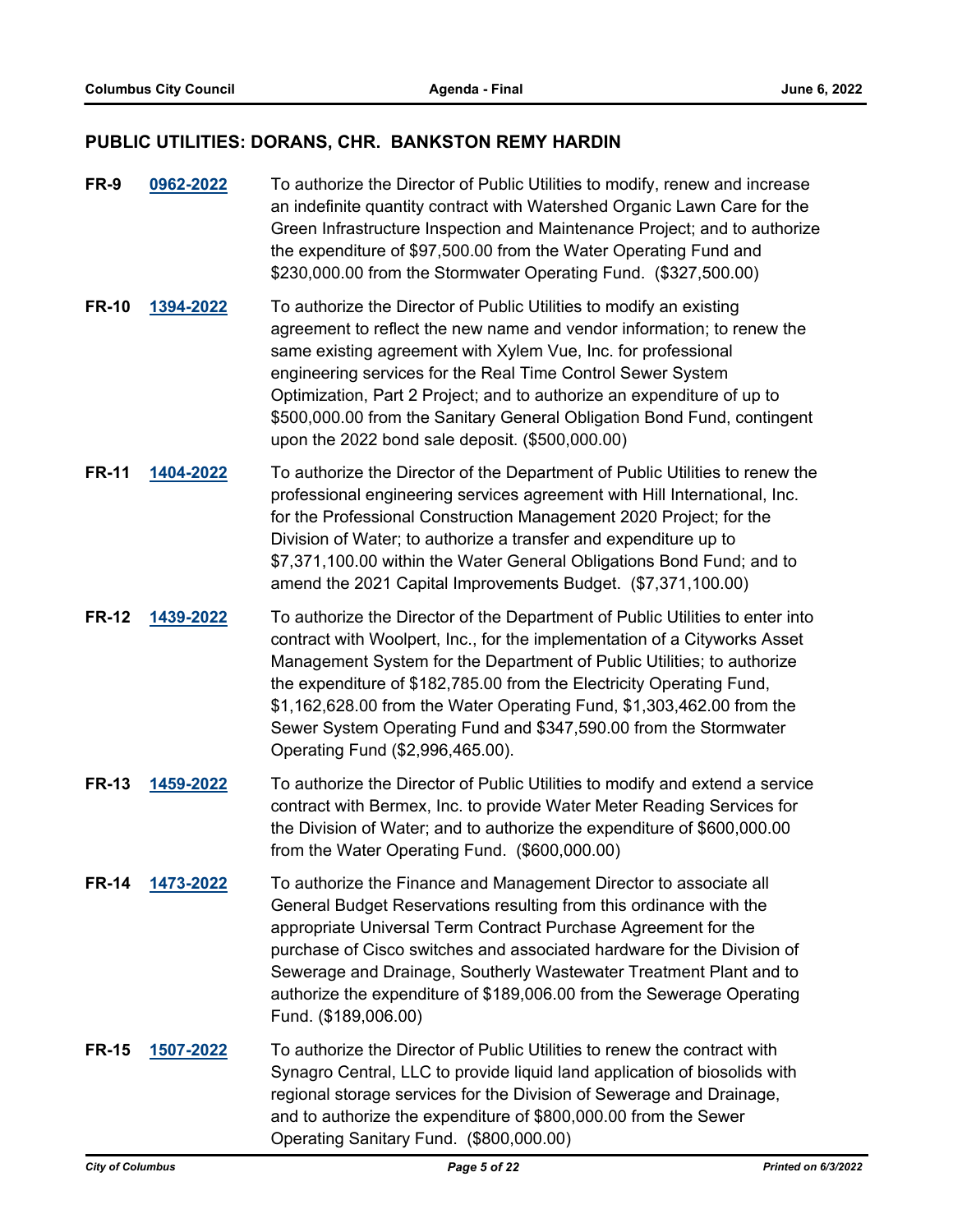## PUBLIC UTILITIES: DORANS, CHR. BANKSTON REMY HARDIN

**FR-9** **0962-2022** To authorize the Director of Public Utilities to modify, renew and increase an indefinite quantity contract with Watershed Organic Lawn Care for the Green Infrastructure Inspection and Maintenance Project; and to authorize the expenditure of $97,500.00 from the Water Operating Fund and $230,000.00 from the Stormwater Operating Fund. ($327,500.00)

**FR-10** **1394-2022** To authorize the Director of Public Utilities to modify an existing agreement to reflect the new name and vendor information; to renew the same existing agreement with Xylem Vue, Inc. for professional engineering services for the Real Time Control Sewer System Optimization, Part 2 Project; and to authorize an expenditure of up to $500,000.00 from the Sanitary General Obligation Bond Fund, contingent upon the 2022 bond sale deposit. ($500,000.00)

**FR-11** **1404-2022** To authorize the Director of the Department of Public Utilities to renew the professional engineering services agreement with Hill International, Inc. for the Professional Construction Management 2020 Project; for the Division of Water; to authorize a transfer and expenditure up to $7,371,100.00 within the Water General Obligations Bond Fund; and to amend the 2021 Capital Improvements Budget. ($7,371,100.00)

**FR-12** **1439-2022** To authorize the Director of the Department of Public Utilities to enter into contract with Woolpert, Inc., for the implementation of a Cityworks Asset Management System for the Department of Public Utilities; to authorize the expenditure of $182,785.00 from the Electricity Operating Fund, $1,162,628.00 from the Water Operating Fund, $1,303,462.00 from the Sewer System Operating Fund and $347,590.00 from the Stormwater Operating Fund ($2,996,465.00).

**FR-13** **1459-2022** To authorize the Director of Public Utilities to modify and extend a service contract with Bermex, Inc. to provide Water Meter Reading Services for the Division of Water; and to authorize the expenditure of $600,000.00 from the Water Operating Fund. ($600,000.00)

**FR-14** **1473-2022** To authorize the Finance and Management Director to associate all General Budget Reservations resulting from this ordinance with the appropriate Universal Term Contract Purchase Agreement for the purchase of Cisco switches and associated hardware for the Division of Sewerage and Drainage, Southerly Wastewater Treatment Plant and to authorize the expenditure of $189,006.00 from the Sewerage Operating Fund. ($189,006.00)

**FR-15** **1507-2022** To authorize the Director of Public Utilities to renew the contract with Synagro Central, LLC to provide liquid land application of biosolids with regional storage services for the Division of Sewerage and Drainage, and to authorize the expenditure of $800,000.00 from the Sewer Operating Sanitary Fund. ($800,000.00)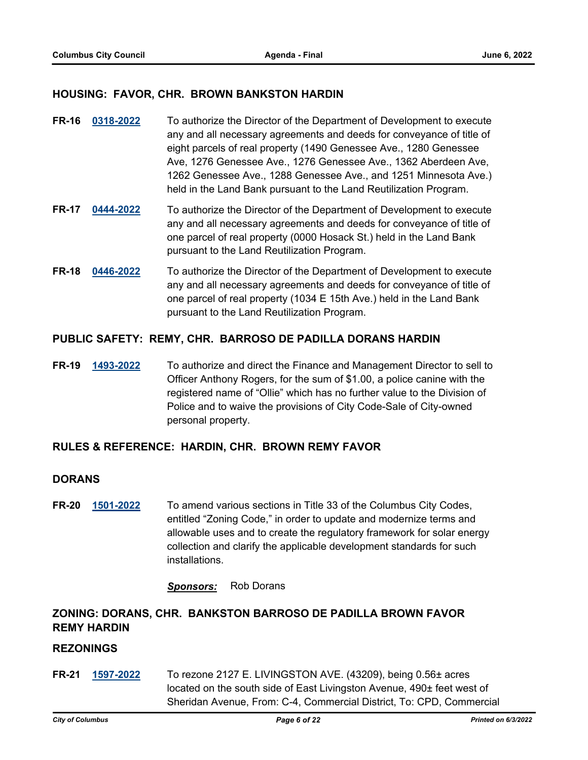## HOUSING: FAVOR, CHR. BROWN BANKSTON HARDIN

**FR-16** **0318-2022** To authorize the Director of the Department of Development to execute any and all necessary agreements and deeds for conveyance of title of eight parcels of real property (1490 Genessee Ave., 1280 Genessee Ave, 1276 Genessee Ave., 1276 Genessee Ave., 1362 Aberdeen Ave, 1262 Genessee Ave., 1288 Genessee Ave., and 1251 Minnesota Ave.) held in the Land Bank pursuant to the Land Reutilization Program.

**FR-17** **0444-2022** To authorize the Director of the Department of Development to execute any and all necessary agreements and deeds for conveyance of title of one parcel of real property (0000 Hosack St.) held in the Land Bank pursuant to the Land Reutilization Program.

**FR-18** **0446-2022** To authorize the Director of the Department of Development to execute any and all necessary agreements and deeds for conveyance of title of one parcel of real property (1034 E 15th Ave.) held in the Land Bank pursuant to the Land Reutilization Program.

## PUBLIC SAFETY: REMY, CHR. BARROSO DE PADILLA DORANS HARDIN

**FR-19** **1493-2022** To authorize and direct the Finance and Management Director to sell to Officer Anthony Rogers, for the sum of $1.00, a police canine with the registered name of "Ollie" which has no further value to the Division of Police and to waive the provisions of City Code-Sale of City-owned personal property.

## RULES & REFERENCE: HARDIN, CHR. BROWN REMY FAVOR

## DORANS

**FR-20** **1501-2022** To amend various sections in Title 33 of the Columbus City Codes, entitled "Zoning Code," in order to update and modernize terms and allowable uses and to create the regulatory framework for solar energy collection and clarify the applicable development standards for such installations.

***Sponsors:*** Rob Dorans

## ZONING: DORANS, CHR. BANKSTON BARROSO DE PADILLA BROWN FAVOR REMY HARDIN

## REZONINGS

**FR-21** **1597-2022** To rezone 2127 E. LIVINGSTON AVE. (43209), being 0.56± acres located on the south side of East Livingston Avenue, 490± feet west of Sheridan Avenue, From: C-4, Commercial District, To: CPD, Commercial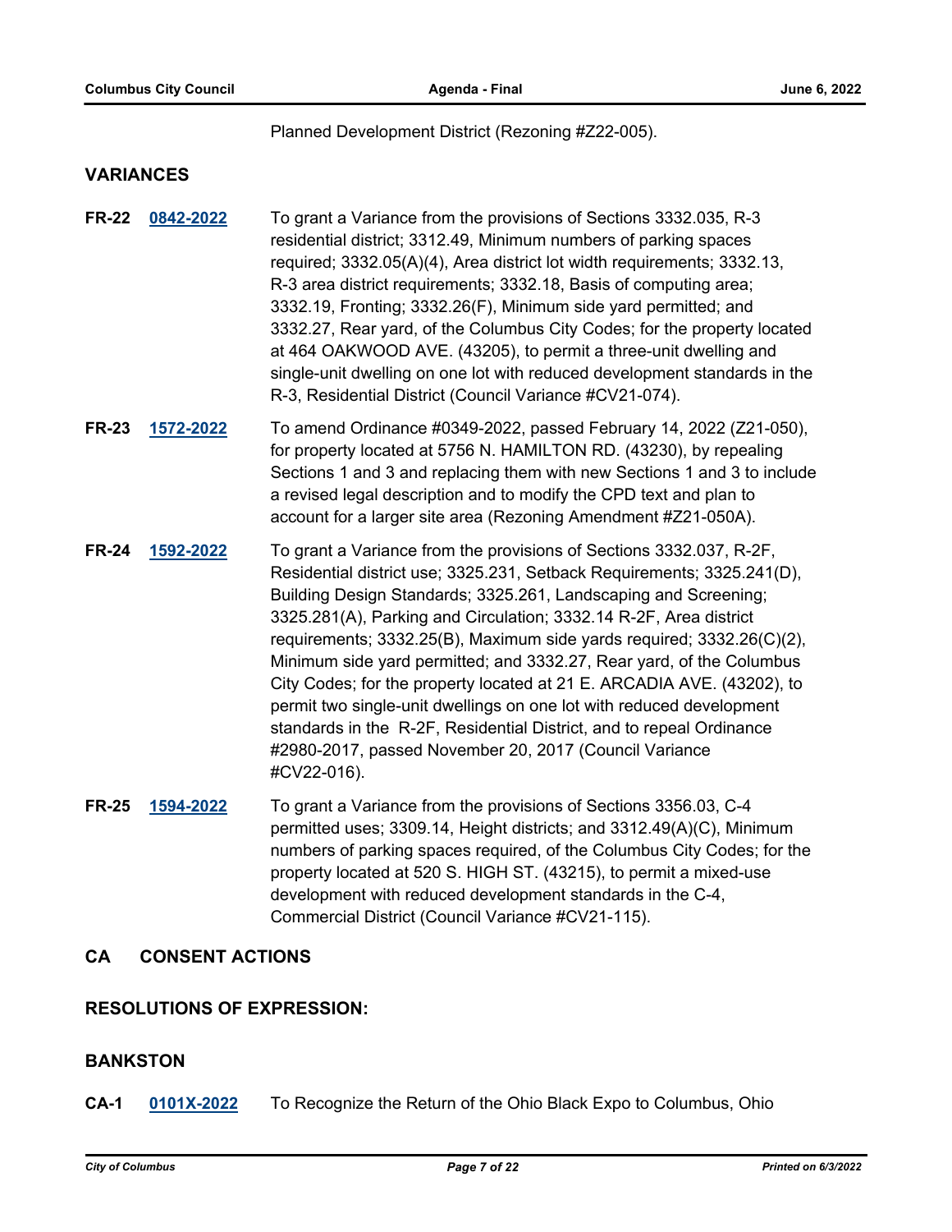Planned Development District (Rezoning #Z22-005).

## VARIANCES

**FR-22** **0842-2022** To grant a Variance from the provisions of Sections 3332.035, R-3 residential district; 3312.49, Minimum numbers of parking spaces required; 3332.05(A)(4), Area district lot width requirements; 3332.13, R-3 area district requirements; 3332.18, Basis of computing area; 3332.19, Fronting; 3332.26(F), Minimum side yard permitted; and 3332.27, Rear yard, of the Columbus City Codes; for the property located at 464 OAKWOOD AVE. (43205), to permit a three-unit dwelling and single-unit dwelling on one lot with reduced development standards in the R-3, Residential District (Council Variance #CV21-074).

**FR-23** **1572-2022** To amend Ordinance #0349-2022, passed February 14, 2022 (Z21-050), for property located at 5756 N. HAMILTON RD. (43230), by repealing Sections 1 and 3 and replacing them with new Sections 1 and 3 to include a revised legal description and to modify the CPD text and plan to account for a larger site area (Rezoning Amendment #Z21-050A).

**FR-24** **1592-2022** To grant a Variance from the provisions of Sections 3332.037, R-2F, Residential district use; 3325.231, Setback Requirements; 3325.241(D), Building Design Standards; 3325.261, Landscaping and Screening; 3325.281(A), Parking and Circulation; 3332.14 R-2F, Area district requirements; 3332.25(B), Maximum side yards required; 3332.26(C)(2), Minimum side yard permitted; and 3332.27, Rear yard, of the Columbus City Codes; for the property located at 21 E. ARCADIA AVE. (43202), to permit two single-unit dwellings on one lot with reduced development standards in the R-2F, Residential District, and to repeal Ordinance #2980-2017, passed November 20, 2017 (Council Variance #CV22-016).

**FR-25** **1594-2022** To grant a Variance from the provisions of Sections 3356.03, C-4 permitted uses; 3309.14, Height districts; and 3312.49(A)(C), Minimum numbers of parking spaces required, of the Columbus City Codes; for the property located at 520 S. HIGH ST. (43215), to permit a mixed-use development with reduced development standards in the C-4, Commercial District (Council Variance #CV21-115).

## CA CONSENT ACTIONS

## RESOLUTIONS OF EXPRESSION:

## BANKSTON

**CA-1** **0101X-2022** To Recognize the Return of the Ohio Black Expo to Columbus, Ohio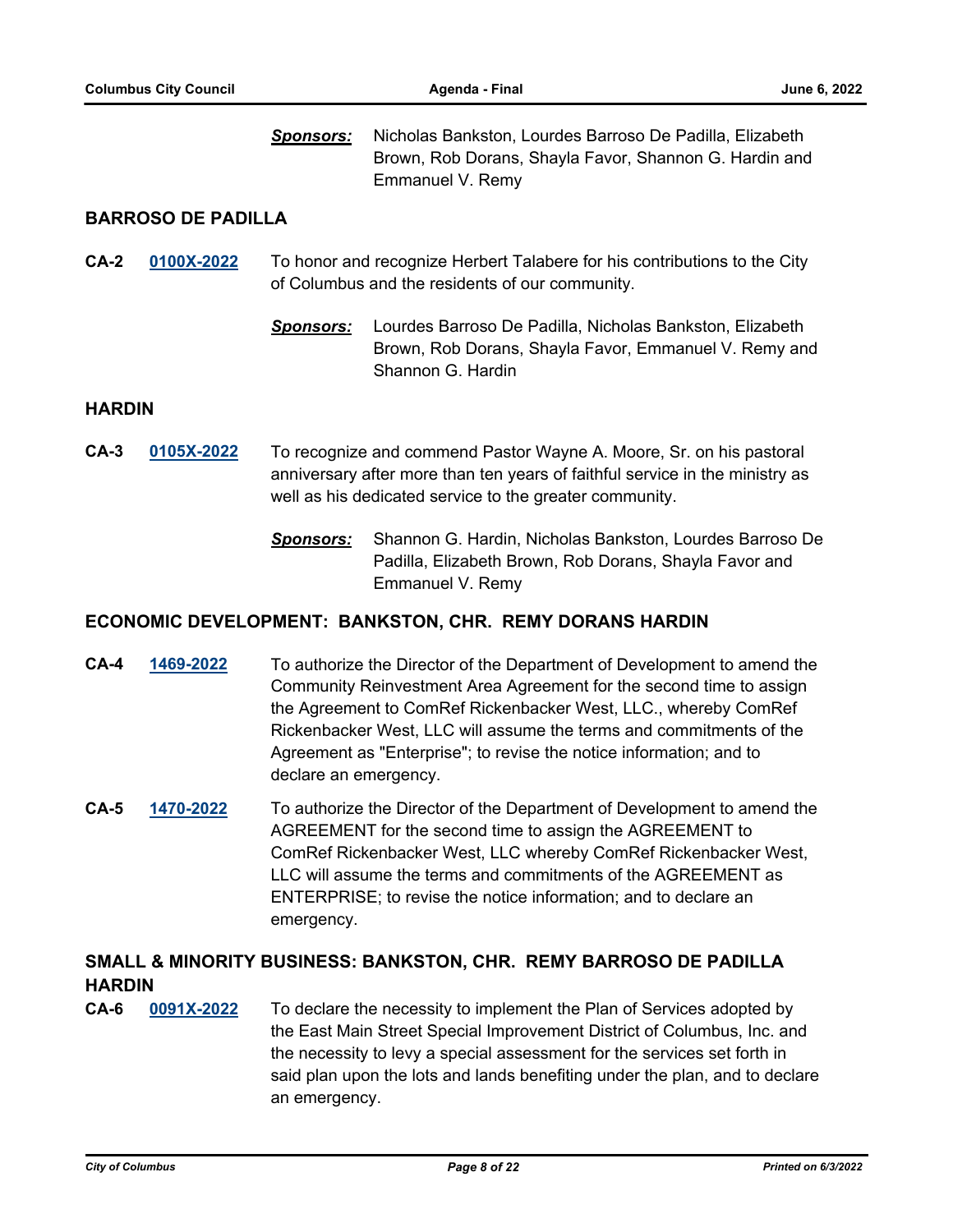***Sponsors:*** Nicholas Bankston, Lourdes Barroso De Padilla, Elizabeth Brown, Rob Dorans, Shayla Favor, Shannon G. Hardin and Emmanuel V. Remy

## BARROSO DE PADILLA

**CA-2** **0100X-2022** To honor and recognize Herbert Talabere for his contributions to the City of Columbus and the residents of our community.

***Sponsors:*** Lourdes Barroso De Padilla, Nicholas Bankston, Elizabeth Brown, Rob Dorans, Shayla Favor, Emmanuel V. Remy and Shannon G. Hardin

## HARDIN

**CA-3** **0105X-2022** To recognize and commend Pastor Wayne A. Moore, Sr. on his pastoral anniversary after more than ten years of faithful service in the ministry as well as his dedicated service to the greater community.

***Sponsors:*** Shannon G. Hardin, Nicholas Bankston, Lourdes Barroso De Padilla, Elizabeth Brown, Rob Dorans, Shayla Favor and Emmanuel V. Remy

## ECONOMIC DEVELOPMENT: BANKSTON, CHR. REMY DORANS HARDIN

**CA-4** **1469-2022** To authorize the Director of the Department of Development to amend the Community Reinvestment Area Agreement for the second time to assign the Agreement to ComRef Rickenbacker West, LLC., whereby ComRef Rickenbacker West, LLC will assume the terms and commitments of the Agreement as "Enterprise"; to revise the notice information; and to declare an emergency.

**CA-5** **1470-2022** To authorize the Director of the Department of Development to amend the AGREEMENT for the second time to assign the AGREEMENT to ComRef Rickenbacker West, LLC whereby ComRef Rickenbacker West, LLC will assume the terms and commitments of the AGREEMENT as ENTERPRISE; to revise the notice information; and to declare an emergency.

## SMALL & MINORITY BUSINESS: BANKSTON, CHR. REMY BARROSO DE PADILLA HARDIN

**CA-6** **0091X-2022** To declare the necessity to implement the Plan of Services adopted by the East Main Street Special Improvement District of Columbus, Inc. and the necessity to levy a special assessment for the services set forth in said plan upon the lots and lands benefiting under the plan, and to declare an emergency.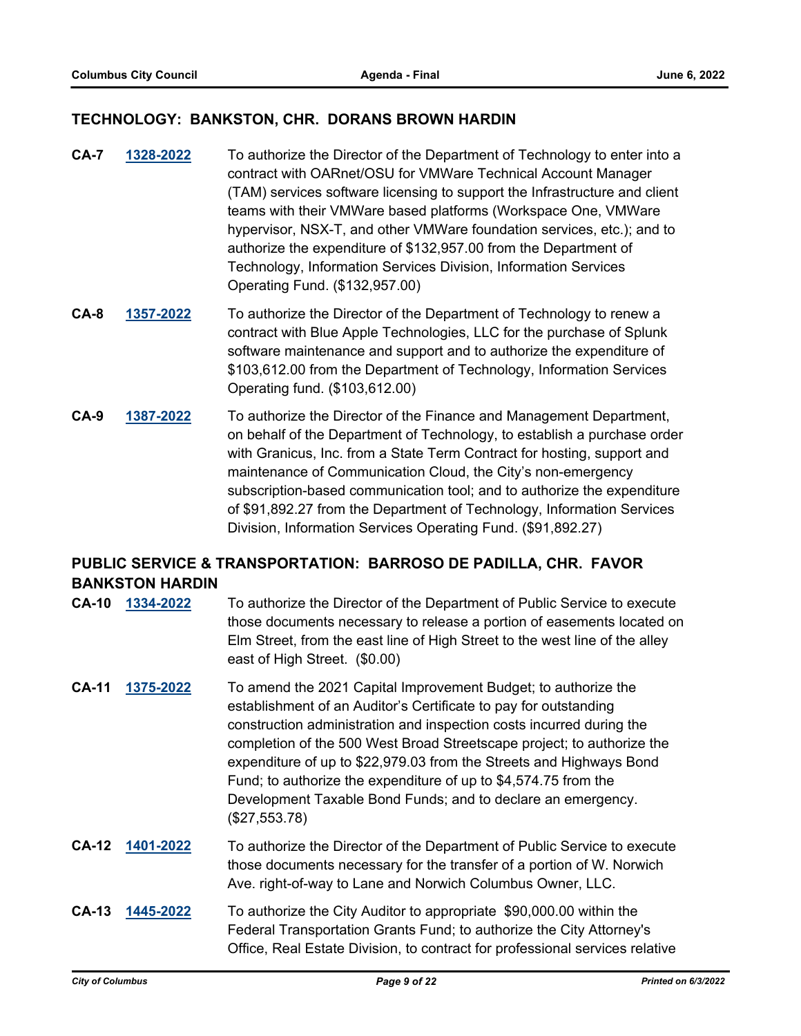### TECHNOLOGY: BANKSTON, CHR. DORANS BROWN HARDIN

**CA-7** **1328-2022** To authorize the Director of the Department of Technology to enter into a contract with OARnet/OSU for VMWare Technical Account Manager (TAM) services software licensing to support the Infrastructure and client teams with their VMWare based platforms (Workspace One, VMWare hypervisor, NSX-T, and other VMWare foundation services, etc.); and to authorize the expenditure of $132,957.00 from the Department of Technology, Information Services Division, Information Services Operating Fund. ($132,957.00)

**CA-8** **1357-2022** To authorize the Director of the Department of Technology to renew a contract with Blue Apple Technologies, LLC for the purchase of Splunk software maintenance and support and to authorize the expenditure of $103,612.00 from the Department of Technology, Information Services Operating fund. ($103,612.00)

**CA-9** **1387-2022** To authorize the Director of the Finance and Management Department, on behalf of the Department of Technology, to establish a purchase order with Granicus, Inc. from a State Term Contract for hosting, support and maintenance of Communication Cloud, the City's non-emergency subscription-based communication tool; and to authorize the expenditure of $91,892.27 from the Department of Technology, Information Services Division, Information Services Operating Fund. ($91,892.27)

### PUBLIC SERVICE & TRANSPORTATION: BARROSO DE PADILLA, CHR. FAVOR BANKSTON HARDIN

**CA-10** **1334-2022** To authorize the Director of the Department of Public Service to execute those documents necessary to release a portion of easements located on Elm Street, from the east line of High Street to the west line of the alley east of High Street. ($0.00)

**CA-11** **1375-2022** To amend the 2021 Capital Improvement Budget; to authorize the establishment of an Auditor's Certificate to pay for outstanding construction administration and inspection costs incurred during the completion of the 500 West Broad Streetscape project; to authorize the expenditure of up to $22,979.03 from the Streets and Highways Bond Fund; to authorize the expenditure of up to $4,574.75 from the Development Taxable Bond Funds; and to declare an emergency. ($27,553.78)

**CA-12** **1401-2022** To authorize the Director of the Department of Public Service to execute those documents necessary for the transfer of a portion of W. Norwich Ave. right-of-way to Lane and Norwich Columbus Owner, LLC.

**CA-13** **1445-2022** To authorize the City Auditor to appropriate $90,000.00 within the Federal Transportation Grants Fund; to authorize the City Attorney's Office, Real Estate Division, to contract for professional services relative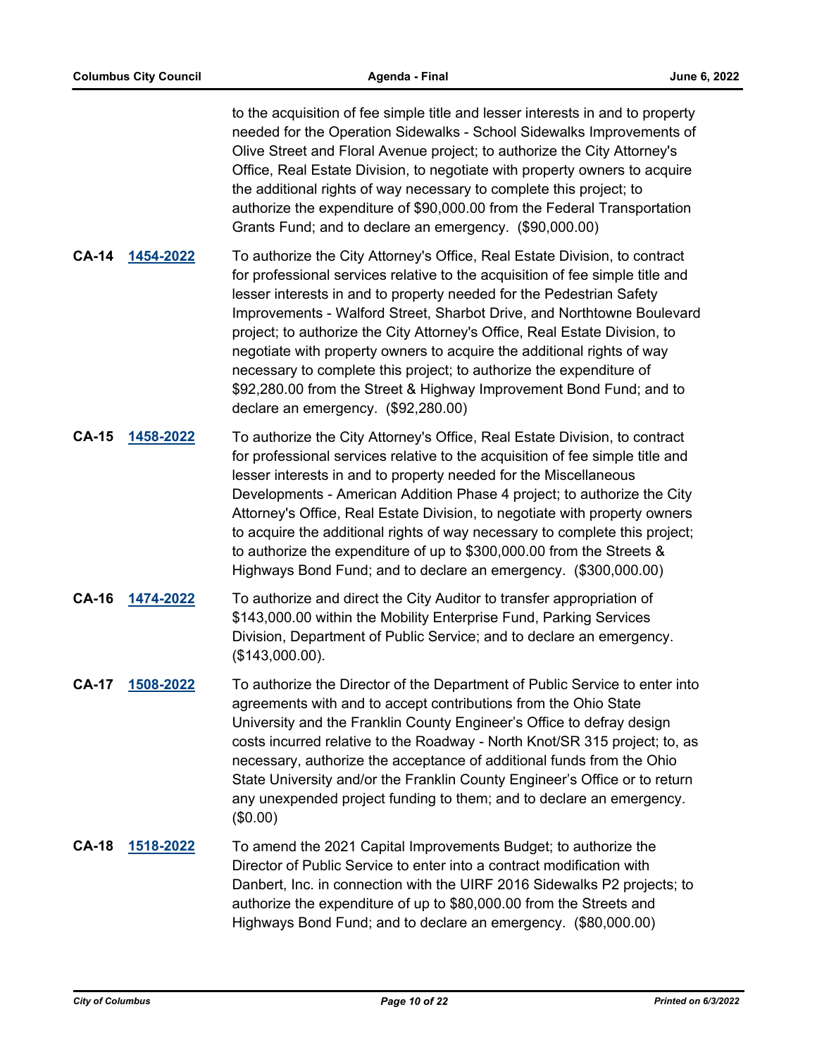to the acquisition of fee simple title and lesser interests in and to property needed for the Operation Sidewalks - School Sidewalks Improvements of Olive Street and Floral Avenue project; to authorize the City Attorney's Office, Real Estate Division, to negotiate with property owners to acquire the additional rights of way necessary to complete this project; to authorize the expenditure of $90,000.00 from the Federal Transportation Grants Fund; and to declare an emergency. ($90,000.00)

**CA-14** **1454-2022** To authorize the City Attorney's Office, Real Estate Division, to contract for professional services relative to the acquisition of fee simple title and lesser interests in and to property needed for the Pedestrian Safety Improvements - Walford Street, Sharbot Drive, and Northtowne Boulevard project; to authorize the City Attorney's Office, Real Estate Division, to negotiate with property owners to acquire the additional rights of way necessary to complete this project; to authorize the expenditure of $92,280.00 from the Street & Highway Improvement Bond Fund; and to declare an emergency. ($92,280.00)

**CA-15** **1458-2022** To authorize the City Attorney's Office, Real Estate Division, to contract for professional services relative to the acquisition of fee simple title and lesser interests in and to property needed for the Miscellaneous Developments - American Addition Phase 4 project; to authorize the City Attorney's Office, Real Estate Division, to negotiate with property owners to acquire the additional rights of way necessary to complete this project; to authorize the expenditure of up to $300,000.00 from the Streets & Highways Bond Fund; and to declare an emergency. ($300,000.00)

**CA-16** **1474-2022** To authorize and direct the City Auditor to transfer appropriation of $143,000.00 within the Mobility Enterprise Fund, Parking Services Division, Department of Public Service; and to declare an emergency. ($143,000.00).

**CA-17** **1508-2022** To authorize the Director of the Department of Public Service to enter into agreements with and to accept contributions from the Ohio State University and the Franklin County Engineer's Office to defray design costs incurred relative to the Roadway - North Knot/SR 315 project; to, as necessary, authorize the acceptance of additional funds from the Ohio State University and/or the Franklin County Engineer's Office or to return any unexpended project funding to them; and to declare an emergency. ($0.00)

**CA-18** **1518-2022** To amend the 2021 Capital Improvements Budget; to authorize the Director of Public Service to enter into a contract modification with Danbert, Inc. in connection with the UIRF 2016 Sidewalks P2 projects; to authorize the expenditure of up to $80,000.00 from the Streets and Highways Bond Fund; and to declare an emergency. ($80,000.00)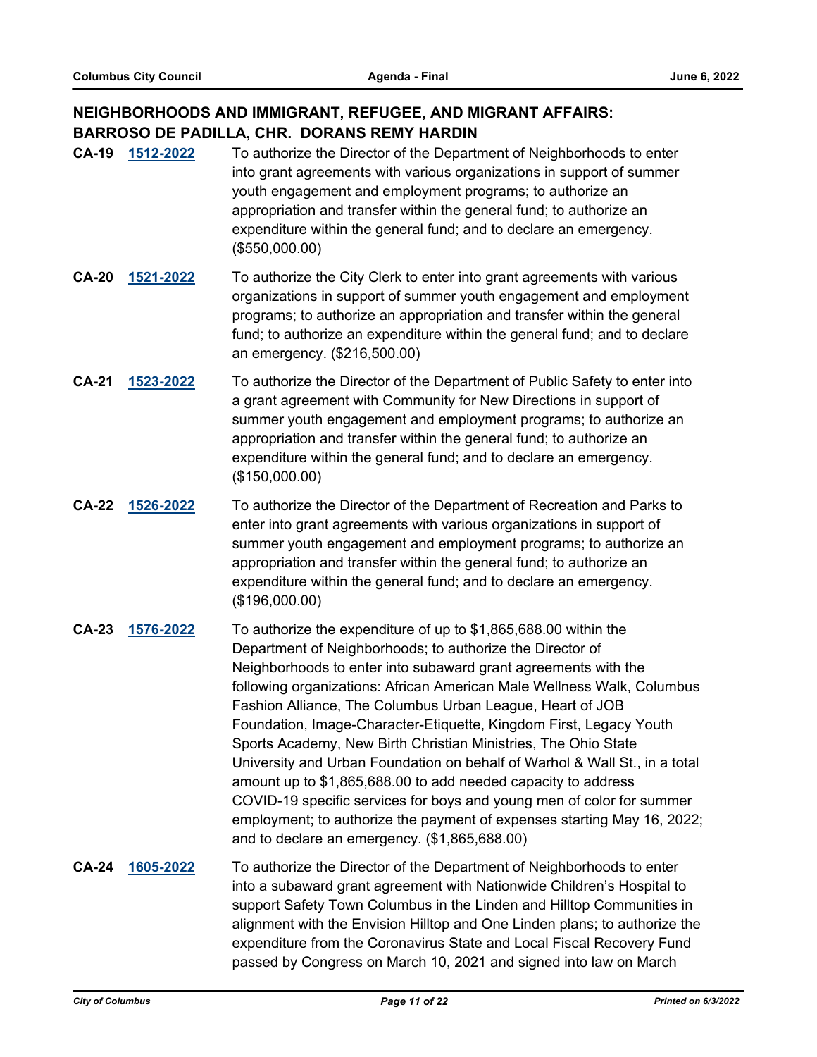## NEIGHBORHOODS AND IMMIGRANT, REFUGEE, AND MIGRANT AFFAIRS: BARROSO DE PADILLA, CHR. DORANS REMY HARDIN

**CA-19** **1512-2022** To authorize the Director of the Department of Neighborhoods to enter into grant agreements with various organizations in support of summer youth engagement and employment programs; to authorize an appropriation and transfer within the general fund; to authorize an expenditure within the general fund; and to declare an emergency. ($550,000.00)

**CA-20** **1521-2022** To authorize the City Clerk to enter into grant agreements with various organizations in support of summer youth engagement and employment programs; to authorize an appropriation and transfer within the general fund; to authorize an expenditure within the general fund; and to declare an emergency. ($216,500.00)

**CA-21** **1523-2022** To authorize the Director of the Department of Public Safety to enter into a grant agreement with Community for New Directions in support of summer youth engagement and employment programs; to authorize an appropriation and transfer within the general fund; to authorize an expenditure within the general fund; and to declare an emergency. ($150,000.00)

**CA-22** **1526-2022** To authorize the Director of the Department of Recreation and Parks to enter into grant agreements with various organizations in support of summer youth engagement and employment programs; to authorize an appropriation and transfer within the general fund; to authorize an expenditure within the general fund; and to declare an emergency. ($196,000.00)

**CA-23** **1576-2022** To authorize the expenditure of up to $1,865,688.00 within the Department of Neighborhoods; to authorize the Director of Neighborhoods to enter into subaward grant agreements with the following organizations: African American Male Wellness Walk, Columbus Fashion Alliance, The Columbus Urban League, Heart of JOB Foundation, Image-Character-Etiquette, Kingdom First, Legacy Youth Sports Academy, New Birth Christian Ministries, The Ohio State University and Urban Foundation on behalf of Warhol & Wall St., in a total amount up to $1,865,688.00 to add needed capacity to address COVID-19 specific services for boys and young men of color for summer employment; to authorize the payment of expenses starting May 16, 2022; and to declare an emergency. ($1,865,688.00)

**CA-24** **1605-2022** To authorize the Director of the Department of Neighborhoods to enter into a subaward grant agreement with Nationwide Children's Hospital to support Safety Town Columbus in the Linden and Hilltop Communities in alignment with the Envision Hilltop and One Linden plans; to authorize the expenditure from the Coronavirus State and Local Fiscal Recovery Fund passed by Congress on March 10, 2021 and signed into law on March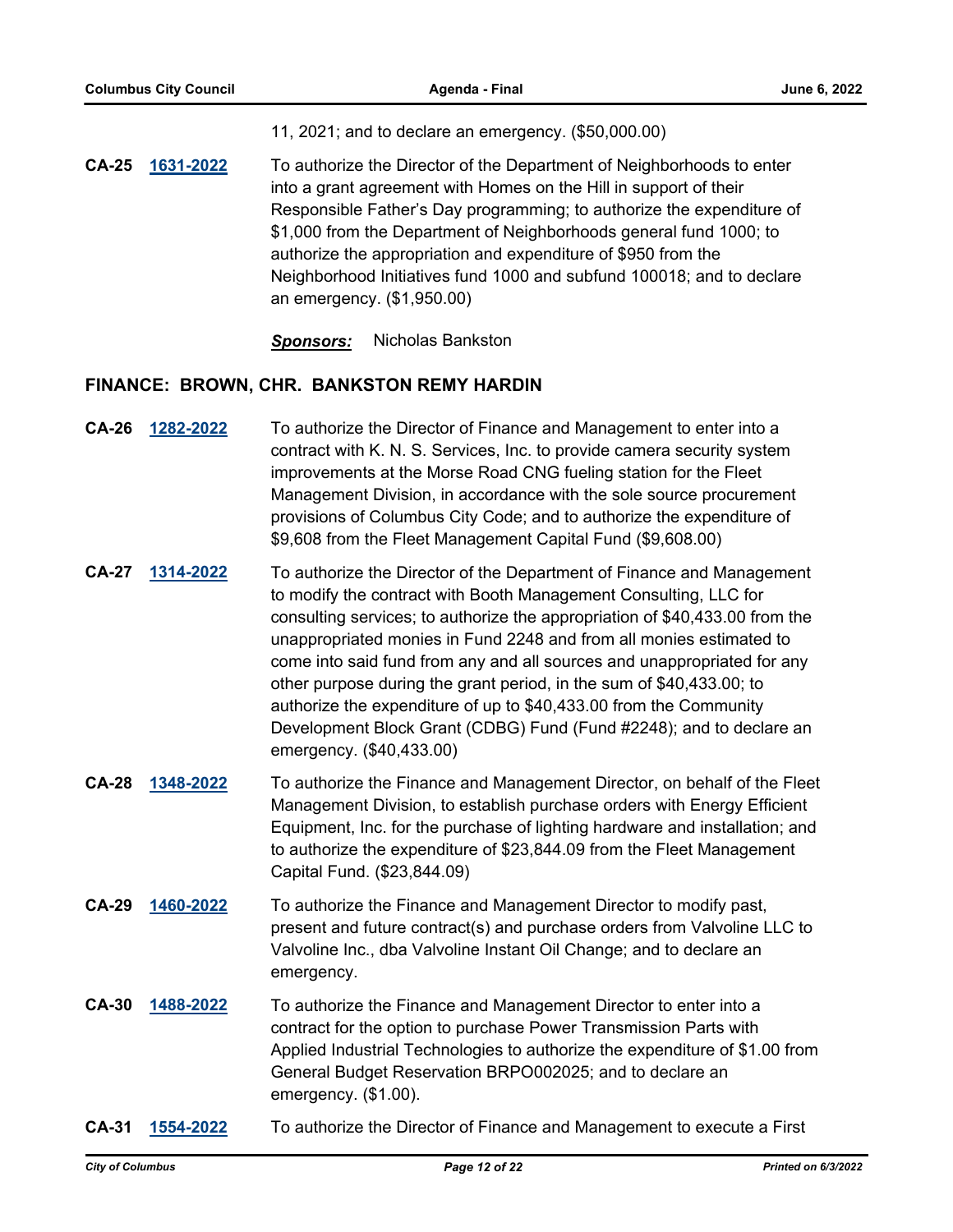11, 2021; and to declare an emergency. ($50,000.00)

**CA-25** **1631-2022** To authorize the Director of the Department of Neighborhoods to enter into a grant agreement with Homes on the Hill in support of their Responsible Father's Day programming; to authorize the expenditure of $1,000 from the Department of Neighborhoods general fund 1000; to authorize the appropriation and expenditure of $950 from the Neighborhood Initiatives fund 1000 and subfund 100018; and to declare an emergency. ($1,950.00)

***Sponsors:*** Nicholas Bankston

## FINANCE: BROWN, CHR. BANKSTON REMY HARDIN

**CA-26** **1282-2022** To authorize the Director of Finance and Management to enter into a contract with K. N. S. Services, Inc. to provide camera security system improvements at the Morse Road CNG fueling station for the Fleet Management Division, in accordance with the sole source procurement provisions of Columbus City Code; and to authorize the expenditure of $9,608 from the Fleet Management Capital Fund ($9,608.00)

**CA-27** **1314-2022** To authorize the Director of the Department of Finance and Management to modify the contract with Booth Management Consulting, LLC for consulting services; to authorize the appropriation of $40,433.00 from the unappropriated monies in Fund 2248 and from all monies estimated to come into said fund from any and all sources and unappropriated for any other purpose during the grant period, in the sum of $40,433.00; to authorize the expenditure of up to $40,433.00 from the Community Development Block Grant (CDBG) Fund (Fund #2248); and to declare an emergency. ($40,433.00)

**CA-28** **1348-2022** To authorize the Finance and Management Director, on behalf of the Fleet Management Division, to establish purchase orders with Energy Efficient Equipment, Inc. for the purchase of lighting hardware and installation; and to authorize the expenditure of $23,844.09 from the Fleet Management Capital Fund. ($23,844.09)

**CA-29** **1460-2022** To authorize the Finance and Management Director to modify past, present and future contract(s) and purchase orders from Valvoline LLC to Valvoline Inc., dba Valvoline Instant Oil Change; and to declare an emergency.

**CA-30** **1488-2022** To authorize the Finance and Management Director to enter into a contract for the option to purchase Power Transmission Parts with Applied Industrial Technologies to authorize the expenditure of $1.00 from General Budget Reservation BRPO002025; and to declare an emergency. ($1.00).

**CA-31** **1554-2022** To authorize the Director of Finance and Management to execute a First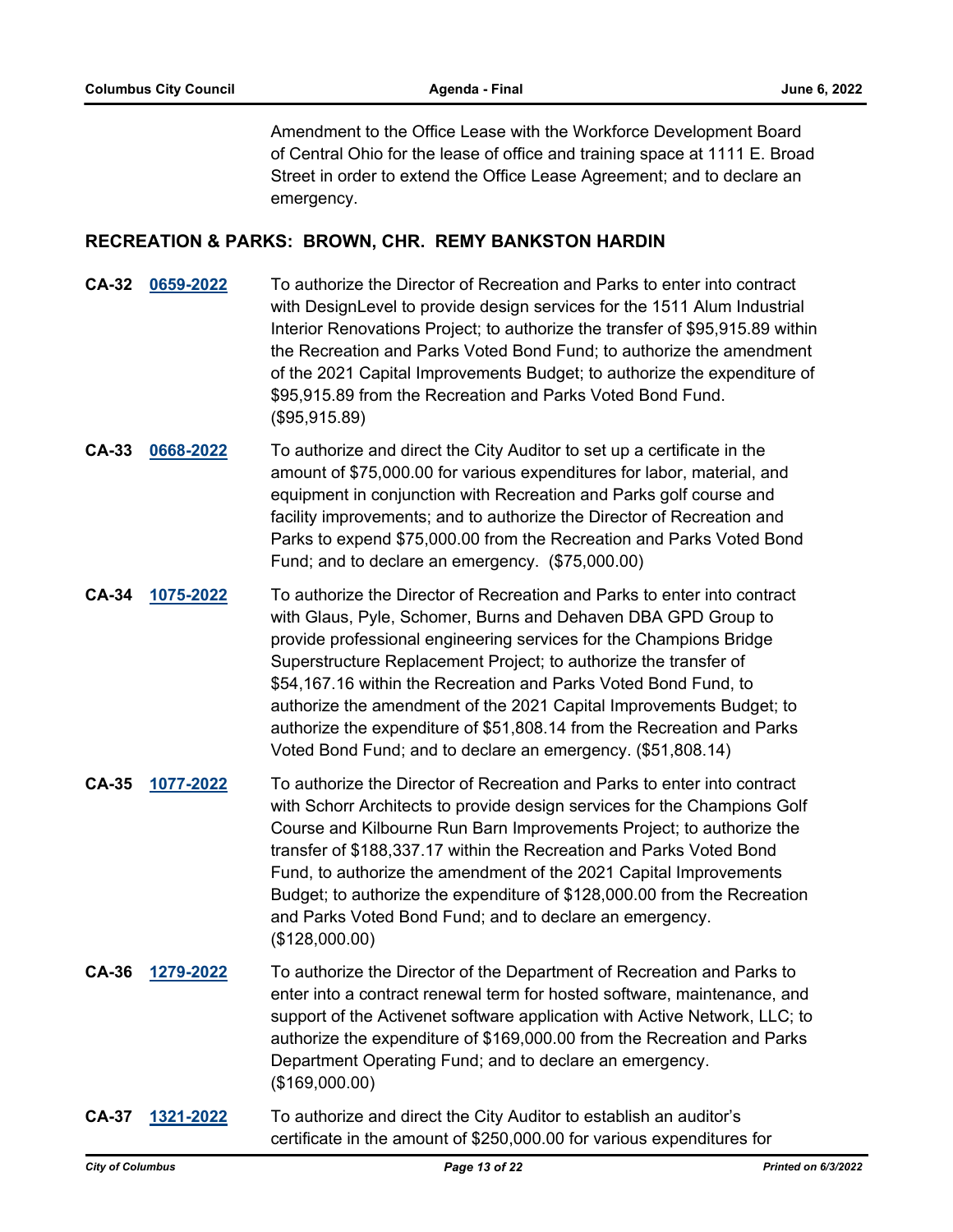Amendment to the Office Lease with the Workforce Development Board of Central Ohio for the lease of office and training space at 1111 E. Broad Street in order to extend the Office Lease Agreement; and to declare an emergency.

## RECREATION & PARKS: BROWN, CHR. REMY BANKSTON HARDIN

**CA-32** **0659-2022** To authorize the Director of Recreation and Parks to enter into contract with DesignLevel to provide design services for the 1511 Alum Industrial Interior Renovations Project; to authorize the transfer of $95,915.89 within the Recreation and Parks Voted Bond Fund; to authorize the amendment of the 2021 Capital Improvements Budget; to authorize the expenditure of $95,915.89 from the Recreation and Parks Voted Bond Fund. ($95,915.89)

**CA-33** **0668-2022** To authorize and direct the City Auditor to set up a certificate in the amount of $75,000.00 for various expenditures for labor, material, and equipment in conjunction with Recreation and Parks golf course and facility improvements; and to authorize the Director of Recreation and Parks to expend $75,000.00 from the Recreation and Parks Voted Bond Fund; and to declare an emergency. ($75,000.00)

**CA-34** **1075-2022** To authorize the Director of Recreation and Parks to enter into contract with Glaus, Pyle, Schomer, Burns and Dehaven DBA GPD Group to provide professional engineering services for the Champions Bridge Superstructure Replacement Project; to authorize the transfer of $54,167.16 within the Recreation and Parks Voted Bond Fund, to authorize the amendment of the 2021 Capital Improvements Budget; to authorize the expenditure of $51,808.14 from the Recreation and Parks Voted Bond Fund; and to declare an emergency. ($51,808.14)

**CA-35** **1077-2022** To authorize the Director of Recreation and Parks to enter into contract with Schorr Architects to provide design services for the Champions Golf Course and Kilbourne Run Barn Improvements Project; to authorize the transfer of $188,337.17 within the Recreation and Parks Voted Bond Fund, to authorize the amendment of the 2021 Capital Improvements Budget; to authorize the expenditure of $128,000.00 from the Recreation and Parks Voted Bond Fund; and to declare an emergency. ($128,000.00)

**CA-36** **1279-2022** To authorize the Director of the Department of Recreation and Parks to enter into a contract renewal term for hosted software, maintenance, and support of the Activenet software application with Active Network, LLC; to authorize the expenditure of $169,000.00 from the Recreation and Parks Department Operating Fund; and to declare an emergency. ($169,000.00)

**CA-37** **1321-2022** To authorize and direct the City Auditor to establish an auditor's certificate in the amount of $250,000.00 for various expenditures for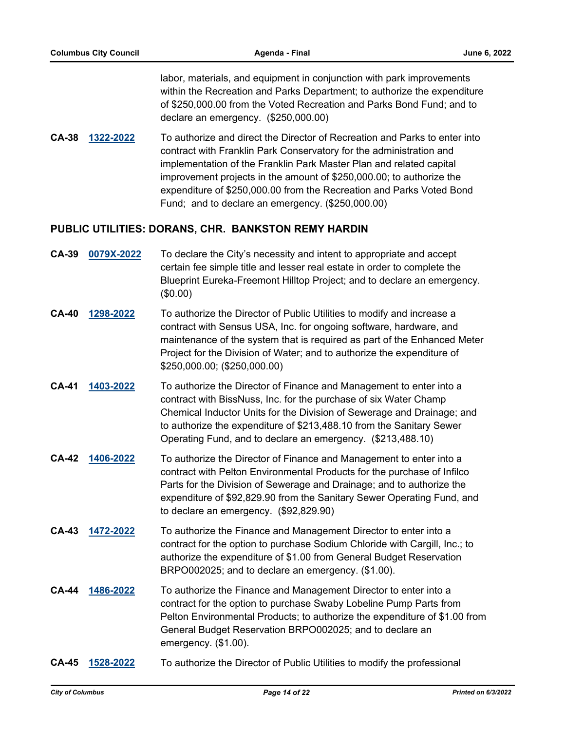labor, materials, and equipment in conjunction with park improvements within the Recreation and Parks Department; to authorize the expenditure of $250,000.00 from the Voted Recreation and Parks Bond Fund; and to declare an emergency. ($250,000.00)

**CA-38** **1322-2022** To authorize and direct the Director of Recreation and Parks to enter into contract with Franklin Park Conservatory for the administration and implementation of the Franklin Park Master Plan and related capital improvement projects in the amount of $250,000.00; to authorize the expenditure of $250,000.00 from the Recreation and Parks Voted Bond Fund; and to declare an emergency. ($250,000.00)

## PUBLIC UTILITIES: DORANS, CHR. BANKSTON REMY HARDIN

**CA-39** **0079X-2022** To declare the City's necessity and intent to appropriate and accept certain fee simple title and lesser real estate in order to complete the Blueprint Eureka-Freemont Hilltop Project; and to declare an emergency. ($0.00)

**CA-40** **1298-2022** To authorize the Director of Public Utilities to modify and increase a contract with Sensus USA, Inc. for ongoing software, hardware, and maintenance of the system that is required as part of the Enhanced Meter Project for the Division of Water; and to authorize the expenditure of $250,000.00; ($250,000.00)

**CA-41** **1403-2022** To authorize the Director of Finance and Management to enter into a contract with BissNuss, Inc. for the purchase of six Water Champ Chemical Inductor Units for the Division of Sewerage and Drainage; and to authorize the expenditure of $213,488.10 from the Sanitary Sewer Operating Fund, and to declare an emergency. ($213,488.10)

**CA-42** **1406-2022** To authorize the Director of Finance and Management to enter into a contract with Pelton Environmental Products for the purchase of Infilco Parts for the Division of Sewerage and Drainage; and to authorize the expenditure of $92,829.90 from the Sanitary Sewer Operating Fund, and to declare an emergency. ($92,829.90)

**CA-43** **1472-2022** To authorize the Finance and Management Director to enter into a contract for the option to purchase Sodium Chloride with Cargill, Inc.; to authorize the expenditure of $1.00 from General Budget Reservation BRPO002025; and to declare an emergency. ($1.00).

**CA-44** **1486-2022** To authorize the Finance and Management Director to enter into a contract for the option to purchase Swaby Lobeline Pump Parts from Pelton Environmental Products; to authorize the expenditure of $1.00 from General Budget Reservation BRPO002025; and to declare an emergency. ($1.00).

**CA-45** **1528-2022** To authorize the Director of Public Utilities to modify the professional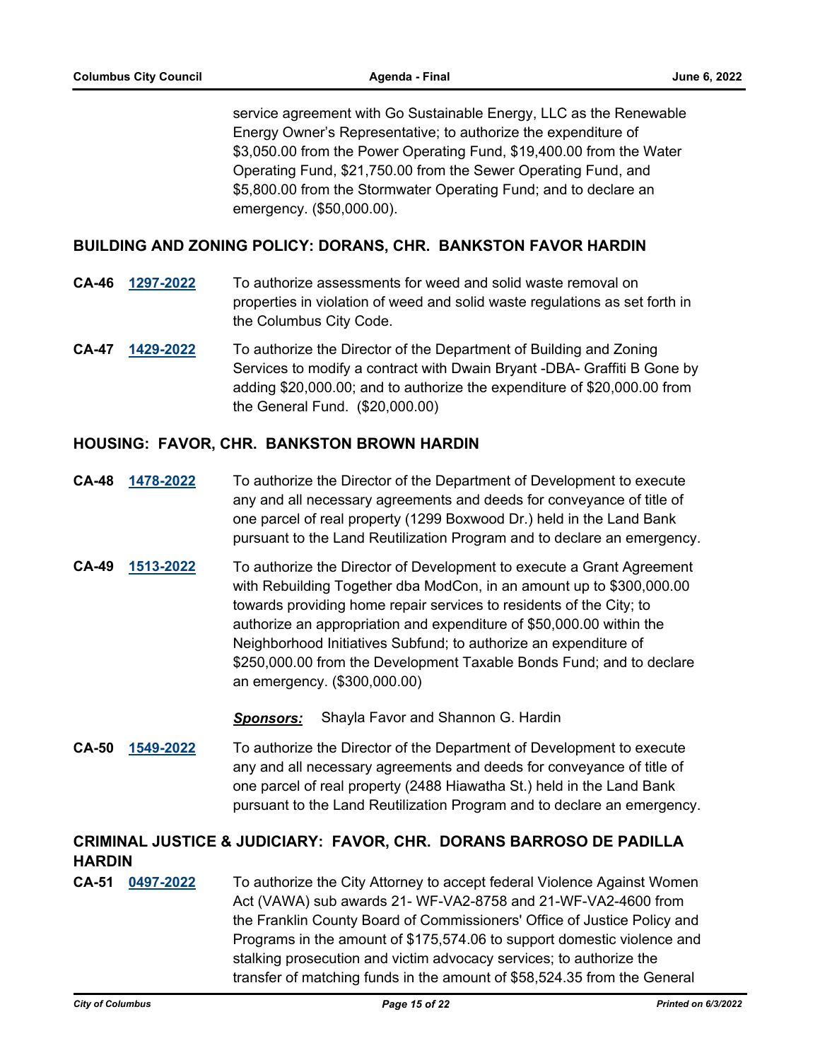service agreement with Go Sustainable Energy, LLC as the Renewable Energy Owner's Representative; to authorize the expenditure of $3,050.00 from the Power Operating Fund, $19,400.00 from the Water Operating Fund, $21,750.00 from the Sewer Operating Fund, and $5,800.00 from the Stormwater Operating Fund; and to declare an emergency. ($50,000.00).

## BUILDING AND ZONING POLICY: DORANS, CHR. BANKSTON FAVOR HARDIN

**CA-46** **1297-2022** To authorize assessments for weed and solid waste removal on properties in violation of weed and solid waste regulations as set forth in the Columbus City Code.

**CA-47** **1429-2022** To authorize the Director of the Department of Building and Zoning Services to modify a contract with Dwain Bryant -DBA- Graffiti B Gone by adding $20,000.00; and to authorize the expenditure of $20,000.00 from the General Fund. ($20,000.00)

## HOUSING: FAVOR, CHR. BANKSTON BROWN HARDIN

**CA-48** **1478-2022** To authorize the Director of the Department of Development to execute any and all necessary agreements and deeds for conveyance of title of one parcel of real property (1299 Boxwood Dr.) held in the Land Bank pursuant to the Land Reutilization Program and to declare an emergency.

**CA-49** **1513-2022** To authorize the Director of Development to execute a Grant Agreement with Rebuilding Together dba ModCon, in an amount up to $300,000.00 towards providing home repair services to residents of the City; to authorize an appropriation and expenditure of $50,000.00 within the Neighborhood Initiatives Subfund; to authorize an expenditure of $250,000.00 from the Development Taxable Bonds Fund; and to declare an emergency. ($300,000.00)

***Sponsors:*** Shayla Favor and Shannon G. Hardin

**CA-50** **1549-2022** To authorize the Director of the Department of Development to execute any and all necessary agreements and deeds for conveyance of title of one parcel of real property (2488 Hiawatha St.) held in the Land Bank pursuant to the Land Reutilization Program and to declare an emergency.

## CRIMINAL JUSTICE & JUDICIARY: FAVOR, CHR. DORANS BARROSO DE PADILLA HARDIN

**CA-51** **0497-2022** To authorize the City Attorney to accept federal Violence Against Women Act (VAWA) sub awards 21- WF-VA2-8758 and 21-WF-VA2-4600 from the Franklin County Board of Commissioners' Office of Justice Policy and Programs in the amount of $175,574.06 to support domestic violence and stalking prosecution and victim advocacy services; to authorize the transfer of matching funds in the amount of $58,524.35 from the General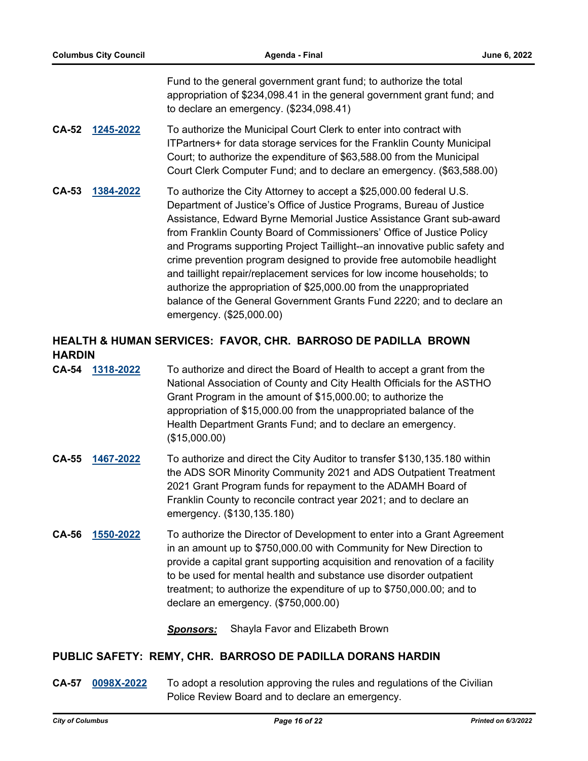Fund to the general government grant fund; to authorize the total appropriation of $234,098.41 in the general government grant fund; and to declare an emergency. ($234,098.41)

**CA-52** **1245-2022** To authorize the Municipal Court Clerk to enter into contract with ITPartners+ for data storage services for the Franklin County Municipal Court; to authorize the expenditure of $63,588.00 from the Municipal Court Clerk Computer Fund; and to declare an emergency. ($63,588.00)

**CA-53** **1384-2022** To authorize the City Attorney to accept a $25,000.00 federal U.S. Department of Justice's Office of Justice Programs, Bureau of Justice Assistance, Edward Byrne Memorial Justice Assistance Grant sub-award from Franklin County Board of Commissioners' Office of Justice Policy and Programs supporting Project Taillight--an innovative public safety and crime prevention program designed to provide free automobile headlight and taillight repair/replacement services for low income households; to authorize the appropriation of $25,000.00 from the unappropriated balance of the General Government Grants Fund 2220; and to declare an emergency. ($25,000.00)

## HEALTH & HUMAN SERVICES: FAVOR, CHR. BARROSO DE PADILLA BROWN HARDIN

**CA-54** **1318-2022** To authorize and direct the Board of Health to accept a grant from the National Association of County and City Health Officials for the ASTHO Grant Program in the amount of $15,000.00; to authorize the appropriation of $15,000.00 from the unappropriated balance of the Health Department Grants Fund; and to declare an emergency. ($15,000.00)

**CA-55** **1467-2022** To authorize and direct the City Auditor to transfer $130,135.180 within the ADS SOR Minority Community 2021 and ADS Outpatient Treatment 2021 Grant Program funds for repayment to the ADAMH Board of Franklin County to reconcile contract year 2021; and to declare an emergency. ($130,135.180)

**CA-56** **1550-2022** To authorize the Director of Development to enter into a Grant Agreement in an amount up to $750,000.00 with Community for New Direction to provide a capital grant supporting acquisition and renovation of a facility to be used for mental health and substance use disorder outpatient treatment; to authorize the expenditure of up to $750,000.00; and to declare an emergency. ($750,000.00)

***Sponsors:*** Shayla Favor and Elizabeth Brown

## PUBLIC SAFETY: REMY, CHR. BARROSO DE PADILLA DORANS HARDIN

**CA-57** **0098X-2022** To adopt a resolution approving the rules and regulations of the Civilian Police Review Board and to declare an emergency.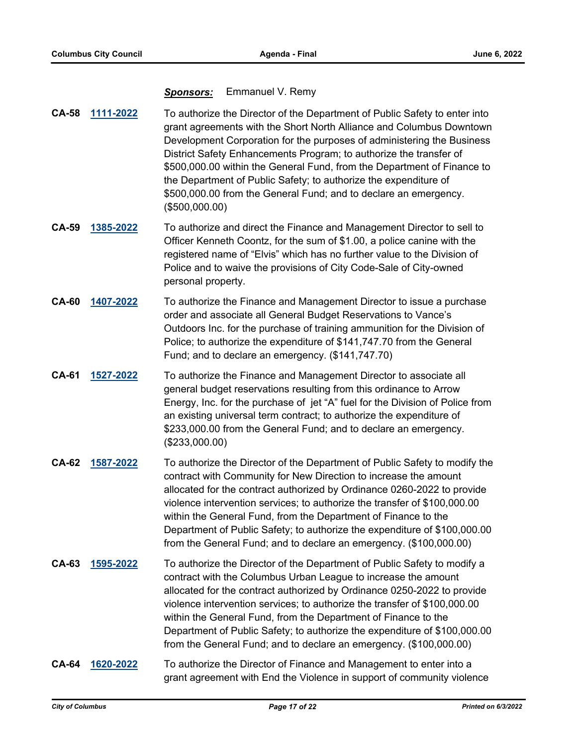***Sponsors:*** Emmanuel V. Remy

**CA-58** **1111-2022** To authorize the Director of the Department of Public Safety to enter into grant agreements with the Short North Alliance and Columbus Downtown Development Corporation for the purposes of administering the Business District Safety Enhancements Program; to authorize the transfer of $500,000.00 within the General Fund, from the Department of Finance to the Department of Public Safety; to authorize the expenditure of $500,000.00 from the General Fund; and to declare an emergency. ($500,000.00)

**CA-59** **1385-2022** To authorize and direct the Finance and Management Director to sell to Officer Kenneth Coontz, for the sum of $1.00, a police canine with the registered name of "Elvis" which has no further value to the Division of Police and to waive the provisions of City Code-Sale of City-owned personal property.

**CA-60** **1407-2022** To authorize the Finance and Management Director to issue a purchase order and associate all General Budget Reservations to Vance's Outdoors Inc. for the purchase of training ammunition for the Division of Police; to authorize the expenditure of $141,747.70 from the General Fund; and to declare an emergency. ($141,747.70)

**CA-61** **1527-2022** To authorize the Finance and Management Director to associate all general budget reservations resulting from this ordinance to Arrow Energy, Inc. for the purchase of jet "A" fuel for the Division of Police from an existing universal term contract; to authorize the expenditure of $233,000.00 from the General Fund; and to declare an emergency. ($233,000.00)

**CA-62** **1587-2022** To authorize the Director of the Department of Public Safety to modify the contract with Community for New Direction to increase the amount allocated for the contract authorized by Ordinance 0260-2022 to provide violence intervention services; to authorize the transfer of $100,000.00 within the General Fund, from the Department of Finance to the Department of Public Safety; to authorize the expenditure of $100,000.00 from the General Fund; and to declare an emergency. ($100,000.00)

**CA-63** **1595-2022** To authorize the Director of the Department of Public Safety to modify a contract with the Columbus Urban League to increase the amount allocated for the contract authorized by Ordinance 0250-2022 to provide violence intervention services; to authorize the transfer of $100,000.00 within the General Fund, from the Department of Finance to the Department of Public Safety; to authorize the expenditure of $100,000.00 from the General Fund; and to declare an emergency. ($100,000.00)

**CA-64** **1620-2022** To authorize the Director of Finance and Management to enter into a grant agreement with End the Violence in support of community violence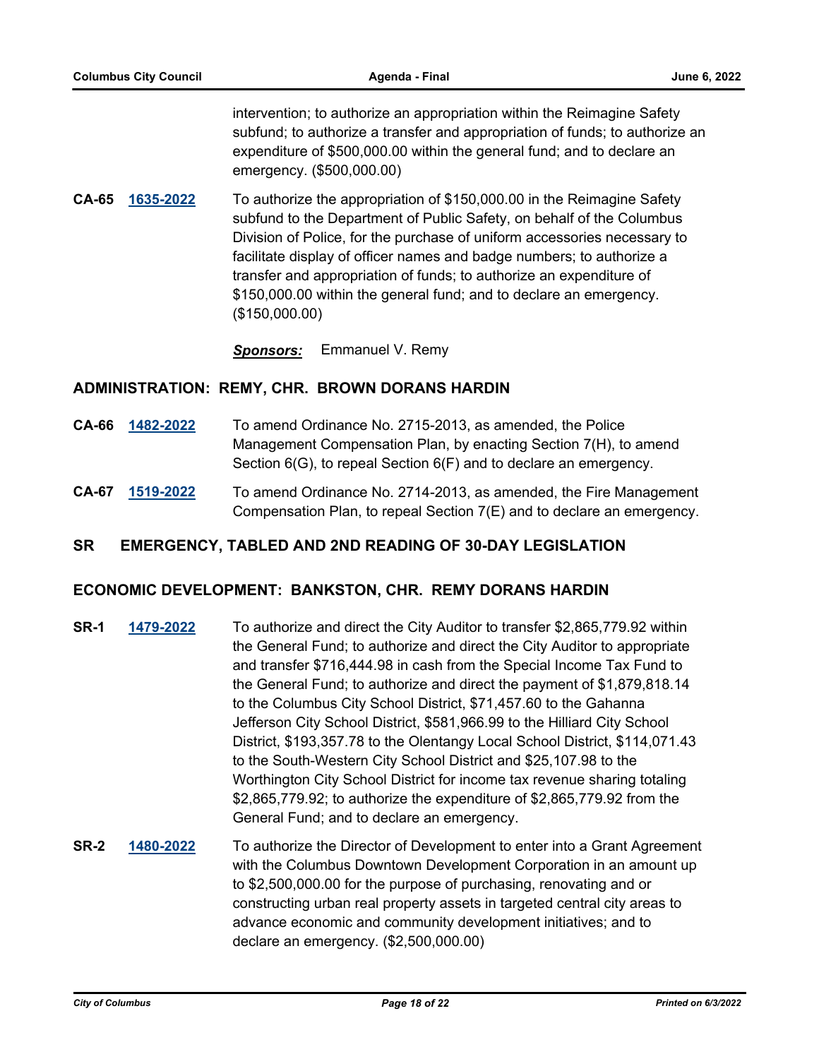intervention; to authorize an appropriation within the Reimagine Safety subfund; to authorize a transfer and appropriation of funds; to authorize an expenditure of $500,000.00 within the general fund; and to declare an emergency. ($500,000.00)

**CA-65** **1635-2022** To authorize the appropriation of $150,000.00 in the Reimagine Safety subfund to the Department of Public Safety, on behalf of the Columbus Division of Police, for the purchase of uniform accessories necessary to facilitate display of officer names and badge numbers; to authorize a transfer and appropriation of funds; to authorize an expenditure of $150,000.00 within the general fund; and to declare an emergency. ($150,000.00)

***Sponsors:*** Emmanuel V. Remy

## ADMINISTRATION: REMY, CHR. BROWN DORANS HARDIN

**CA-66** **1482-2022** To amend Ordinance No. 2715-2013, as amended, the Police Management Compensation Plan, by enacting Section 7(H), to amend Section 6(G), to repeal Section 6(F) and to declare an emergency.

**CA-67** **1519-2022** To amend Ordinance No. 2714-2013, as amended, the Fire Management Compensation Plan, to repeal Section 7(E) and to declare an emergency.

## SR EMERGENCY, TABLED AND 2ND READING OF 30-DAY LEGISLATION

## ECONOMIC DEVELOPMENT: BANKSTON, CHR. REMY DORANS HARDIN

**SR-1** **1479-2022** To authorize and direct the City Auditor to transfer $2,865,779.92 within the General Fund; to authorize and direct the City Auditor to appropriate and transfer $716,444.98 in cash from the Special Income Tax Fund to the General Fund; to authorize and direct the payment of $1,879,818.14 to the Columbus City School District, $71,457.60 to the Gahanna Jefferson City School District, $581,966.99 to the Hilliard City School District, $193,357.78 to the Olentangy Local School District, $114,071.43 to the South-Western City School District and $25,107.98 to the Worthington City School District for income tax revenue sharing totaling $2,865,779.92; to authorize the expenditure of $2,865,779.92 from the General Fund; and to declare an emergency.

**SR-2** **1480-2022** To authorize the Director of Development to enter into a Grant Agreement with the Columbus Downtown Development Corporation in an amount up to $2,500,000.00 for the purpose of purchasing, renovating and or constructing urban real property assets in targeted central city areas to advance economic and community development initiatives; and to declare an emergency. ($2,500,000.00)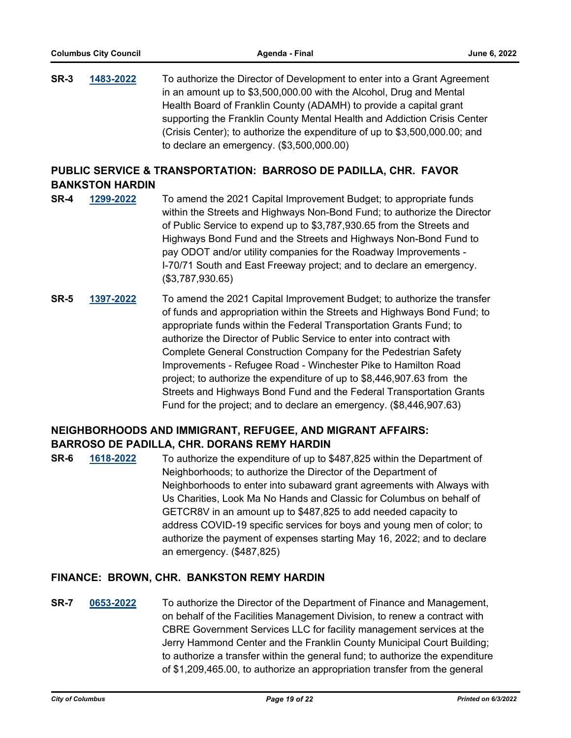**SR-3** **1483-2022** To authorize the Director of Development to enter into a Grant Agreement in an amount up to $3,500,000.00 with the Alcohol, Drug and Mental Health Board of Franklin County (ADAMH) to provide a capital grant supporting the Franklin County Mental Health and Addiction Crisis Center (Crisis Center); to authorize the expenditure of up to $3,500,000.00; and to declare an emergency. ($3,500,000.00)

## PUBLIC SERVICE & TRANSPORTATION: BARROSO DE PADILLA, CHR. FAVOR BANKSTON HARDIN

**SR-4** **1299-2022** To amend the 2021 Capital Improvement Budget; to appropriate funds within the Streets and Highways Non-Bond Fund; to authorize the Director of Public Service to expend up to $3,787,930.65 from the Streets and Highways Bond Fund and the Streets and Highways Non-Bond Fund to pay ODOT and/or utility companies for the Roadway Improvements - I-70/71 South and East Freeway project; and to declare an emergency. ($3,787,930.65)

**SR-5** **1397-2022** To amend the 2021 Capital Improvement Budget; to authorize the transfer of funds and appropriation within the Streets and Highways Bond Fund; to appropriate funds within the Federal Transportation Grants Fund; to authorize the Director of Public Service to enter into contract with Complete General Construction Company for the Pedestrian Safety Improvements - Refugee Road - Winchester Pike to Hamilton Road project; to authorize the expenditure of up to $8,446,907.63 from the Streets and Highways Bond Fund and the Federal Transportation Grants Fund for the project; and to declare an emergency. ($8,446,907.63)

## NEIGHBORHOODS AND IMMIGRANT, REFUGEE, AND MIGRANT AFFAIRS: BARROSO DE PADILLA, CHR. DORANS REMY HARDIN

**SR-6** **1618-2022** To authorize the expenditure of up to $487,825 within the Department of Neighborhoods; to authorize the Director of the Department of Neighborhoods to enter into subaward grant agreements with Always with Us Charities, Look Ma No Hands and Classic for Columbus on behalf of GETCR8V in an amount up to $487,825 to add needed capacity to address COVID-19 specific services for boys and young men of color; to authorize the payment of expenses starting May 16, 2022; and to declare an emergency. ($487,825)

## FINANCE: BROWN, CHR. BANKSTON REMY HARDIN

**SR-7** **0653-2022** To authorize the Director of the Department of Finance and Management, on behalf of the Facilities Management Division, to renew a contract with CBRE Government Services LLC for facility management services at the Jerry Hammond Center and the Franklin County Municipal Court Building; to authorize a transfer within the general fund; to authorize the expenditure of $1,209,465.00, to authorize an appropriation transfer from the general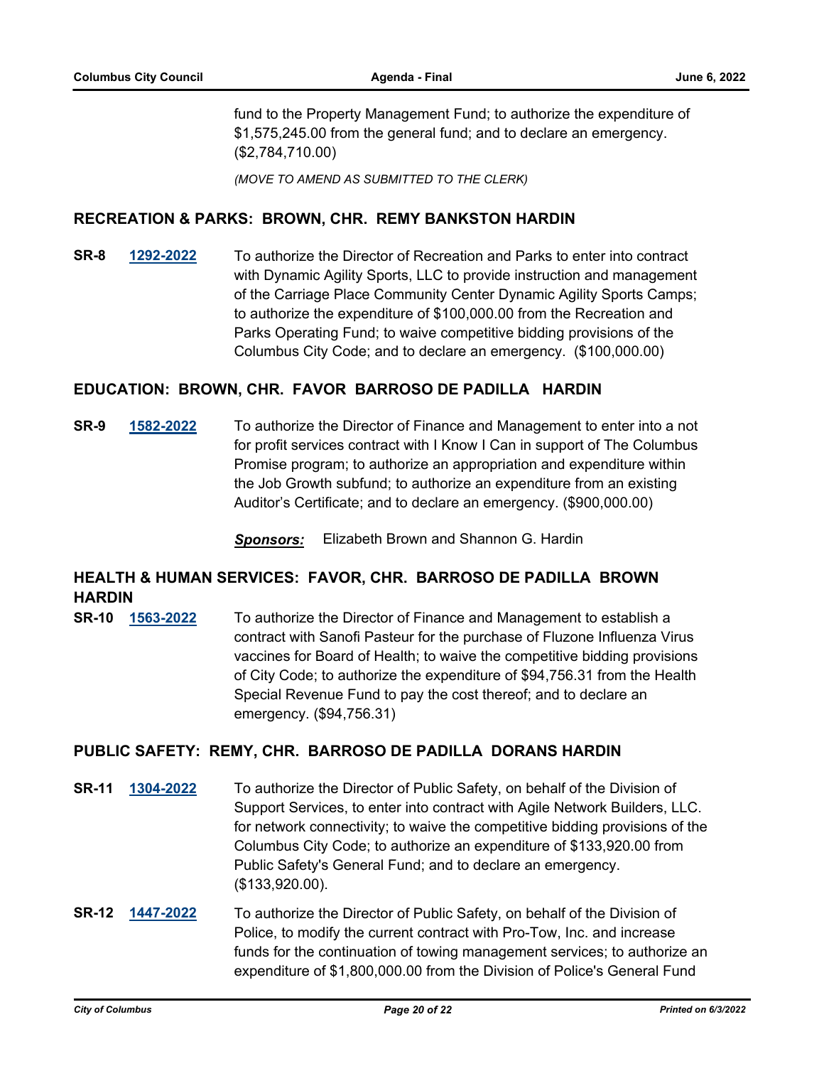fund to the Property Management Fund; to authorize the expenditure of $1,575,245.00 from the general fund; and to declare an emergency. ($2,784,710.00)

*(MOVE TO AMEND AS SUBMITTED TO THE CLERK)*

## RECREATION & PARKS: BROWN, CHR. REMY BANKSTON HARDIN

**SR-8** **1292-2022** To authorize the Director of Recreation and Parks to enter into contract with Dynamic Agility Sports, LLC to provide instruction and management of the Carriage Place Community Center Dynamic Agility Sports Camps; to authorize the expenditure of $100,000.00 from the Recreation and Parks Operating Fund; to waive competitive bidding provisions of the Columbus City Code; and to declare an emergency. ($100,000.00)

## EDUCATION: BROWN, CHR. FAVOR BARROSO DE PADILLA HARDIN

**SR-9** **1582-2022** To authorize the Director of Finance and Management to enter into a not for profit services contract with I Know I Can in support of The Columbus Promise program; to authorize an appropriation and expenditure within the Job Growth subfund; to authorize an expenditure from an existing Auditor's Certificate; and to declare an emergency. ($900,000.00)

***Sponsors:*** Elizabeth Brown and Shannon G. Hardin

## HEALTH & HUMAN SERVICES: FAVOR, CHR. BARROSO DE PADILLA BROWN HARDIN

**SR-10** **1563-2022** To authorize the Director of Finance and Management to establish a contract with Sanofi Pasteur for the purchase of Fluzone Influenza Virus vaccines for Board of Health; to waive the competitive bidding provisions of City Code; to authorize the expenditure of $94,756.31 from the Health Special Revenue Fund to pay the cost thereof; and to declare an emergency. ($94,756.31)

## PUBLIC SAFETY: REMY, CHR. BARROSO DE PADILLA DORANS HARDIN

**SR-11** **1304-2022** To authorize the Director of Public Safety, on behalf of the Division of Support Services, to enter into contract with Agile Network Builders, LLC. for network connectivity; to waive the competitive bidding provisions of the Columbus City Code; to authorize an expenditure of $133,920.00 from Public Safety's General Fund; and to declare an emergency. ($133,920.00).

**SR-12** **1447-2022** To authorize the Director of Public Safety, on behalf of the Division of Police, to modify the current contract with Pro-Tow, Inc. and increase funds for the continuation of towing management services; to authorize an expenditure of $1,800,000.00 from the Division of Police's General Fund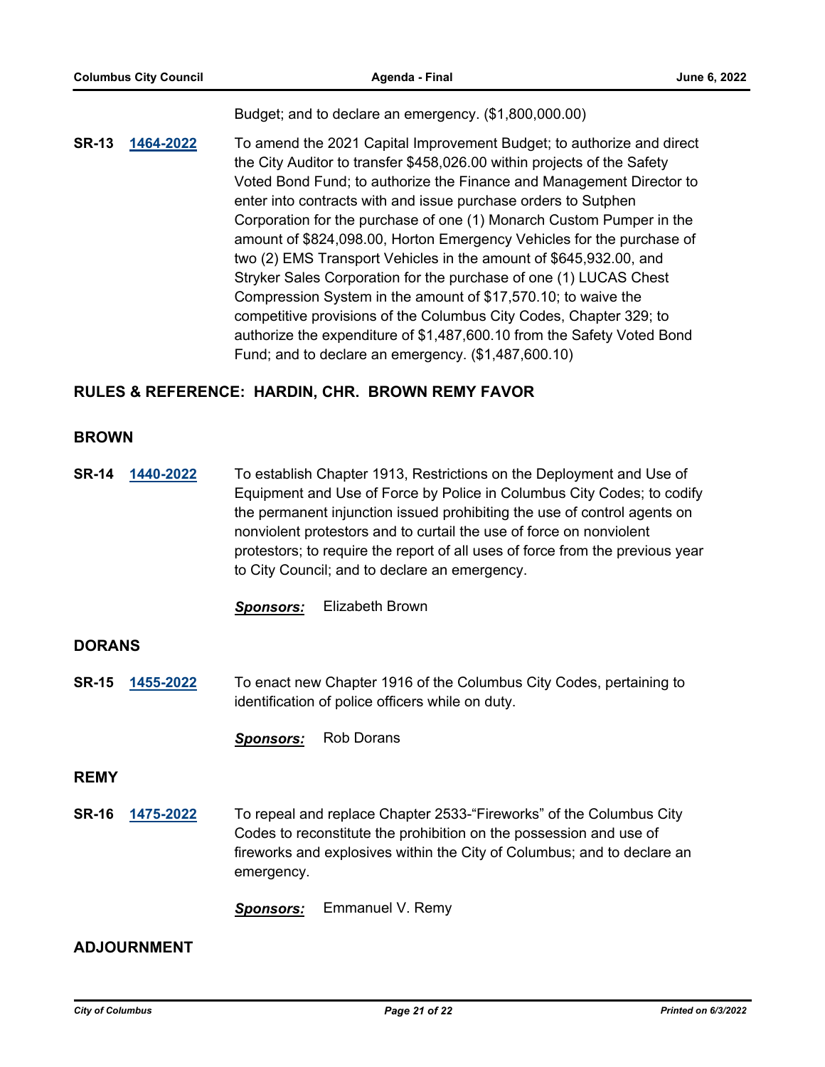Budget; and to declare an emergency. ($1,800,000.00)

**SR-13** **1464-2022** To amend the 2021 Capital Improvement Budget; to authorize and direct the City Auditor to transfer $458,026.00 within projects of the Safety Voted Bond Fund; to authorize the Finance and Management Director to enter into contracts with and issue purchase orders to Sutphen Corporation for the purchase of one (1) Monarch Custom Pumper in the amount of $824,098.00, Horton Emergency Vehicles for the purchase of two (2) EMS Transport Vehicles in the amount of $645,932.00, and Stryker Sales Corporation for the purchase of one (1) LUCAS Chest Compression System in the amount of $17,570.10; to waive the competitive provisions of the Columbus City Codes, Chapter 329; to authorize the expenditure of $1,487,600.10 from the Safety Voted Bond Fund; and to declare an emergency. ($1,487,600.10)

## RULES & REFERENCE: HARDIN, CHR. BROWN REMY FAVOR

## BROWN

**SR-14** **1440-2022** To establish Chapter 1913, Restrictions on the Deployment and Use of Equipment and Use of Force by Police in Columbus City Codes; to codify the permanent injunction issued prohibiting the use of control agents on nonviolent protestors and to curtail the use of force on nonviolent protestors; to require the report of all uses of force from the previous year to City Council; and to declare an emergency.

***Sponsors:*** Elizabeth Brown

## DORANS

**SR-15** **1455-2022** To enact new Chapter 1916 of the Columbus City Codes, pertaining to identification of police officers while on duty.

***Sponsors:*** Rob Dorans

## REMY

**SR-16** **1475-2022** To repeal and replace Chapter 2533-“Fireworks” of the Columbus City Codes to reconstitute the prohibition on the possession and use of fireworks and explosives within the City of Columbus; and to declare an emergency.

***Sponsors:*** Emmanuel V. Remy

## ADJOURNMENT